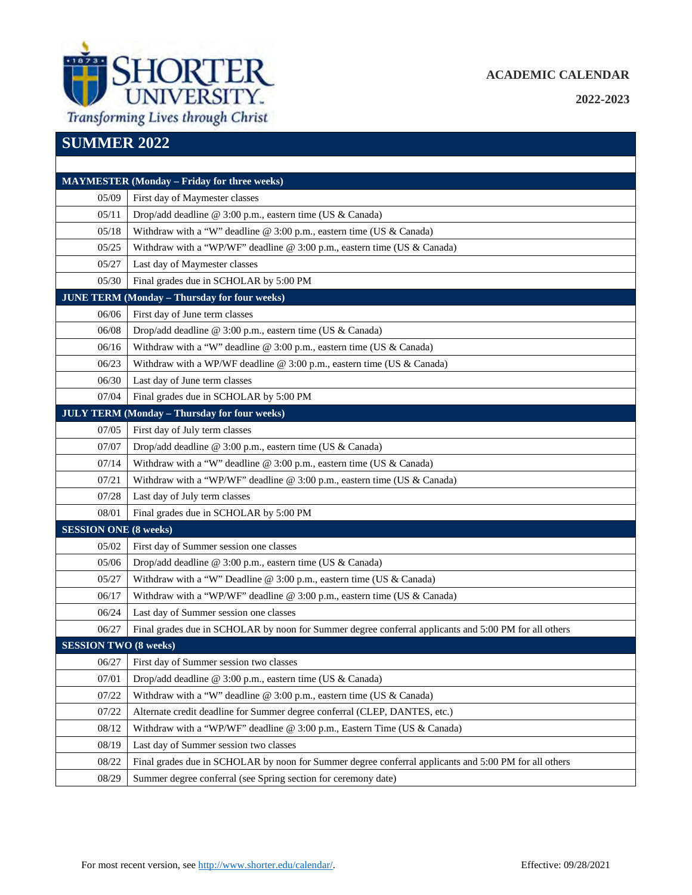**SHORTER UNIVERSITY**

*Transforming Lives through Christ*

**ACADEMIC CALENDAR**

**2022-2023**

## SUMMER 2022

| | |
|---|---|
| **MAYMESTER (Monday – Friday for three weeks)** | |
| 05/09 | First day of Maymester classes |
| 05/11 | Drop/add deadline @ 3:00 p.m., eastern time (US & Canada) |
| 05/18 | Withdraw with a "W" deadline @ 3:00 p.m., eastern time (US & Canada) |
| 05/25 | Withdraw with a "WP/WF" deadline @ 3:00 p.m., eastern time (US & Canada) |
| 05/27 | Last day of Maymester classes |
| 05/30 | Final grades due in SCHOLAR by 5:00 PM |
| **JUNE TERM (Monday – Thursday for four weeks)** | |
| 06/06 | First day of June term classes |
| 06/08 | Drop/add deadline @ 3:00 p.m., eastern time (US & Canada) |
| 06/16 | Withdraw with a "W" deadline @ 3:00 p.m., eastern time (US & Canada) |
| 06/23 | Withdraw with a WP/WF deadline @ 3:00 p.m., eastern time (US & Canada) |
| 06/30 | Last day of June term classes |
| 07/04 | Final grades due in SCHOLAR by 5:00 PM |
| **JULY TERM (Monday – Thursday for four weeks)** | |
| 07/05 | First day of July term classes |
| 07/07 | Drop/add deadline @ 3:00 p.m., eastern time (US & Canada) |
| 07/14 | Withdraw with a "W" deadline @ 3:00 p.m., eastern time (US & Canada) |
| 07/21 | Withdraw with a "WP/WF" deadline @ 3:00 p.m., eastern time (US & Canada) |
| 07/28 | Last day of July term classes |
| 08/01 | Final grades due in SCHOLAR by 5:00 PM |
| **SESSION ONE (8 weeks)** | |
| 05/02 | First day of Summer session one classes |
| 05/06 | Drop/add deadline @ 3:00 p.m., eastern time (US & Canada) |
| 05/27 | Withdraw with a "W" Deadline @ 3:00 p.m., eastern time (US & Canada) |
| 06/17 | Withdraw with a "WP/WF" deadline @ 3:00 p.m., eastern time (US & Canada) |
| 06/24 | Last day of Summer session one classes |
| 06/27 | Final grades due in SCHOLAR by noon for Summer degree conferral applicants and 5:00 PM for all others |
| **SESSION TWO (8 weeks)** | |
| 06/27 | First day of Summer session two classes |
| 07/01 | Drop/add deadline @ 3:00 p.m., eastern time (US & Canada) |
| 07/22 | Withdraw with a "W" deadline @ 3:00 p.m., eastern time (US & Canada) |
| 07/22 | Alternate credit deadline for Summer degree conferral (CLEP, DANTES, etc.) |
| 08/12 | Withdraw with a "WP/WF" deadline @ 3:00 p.m., Eastern Time (US & Canada) |
| 08/19 | Last day of Summer session two classes |
| 08/22 | Final grades due in SCHOLAR by noon for Summer degree conferral applicants and 5:00 PM for all others |
| 08/29 | Summer degree conferral (see Spring section for ceremony date) |

For most recent version, see http://www.shorter.edu/calendar/. Effective: 09/28/2021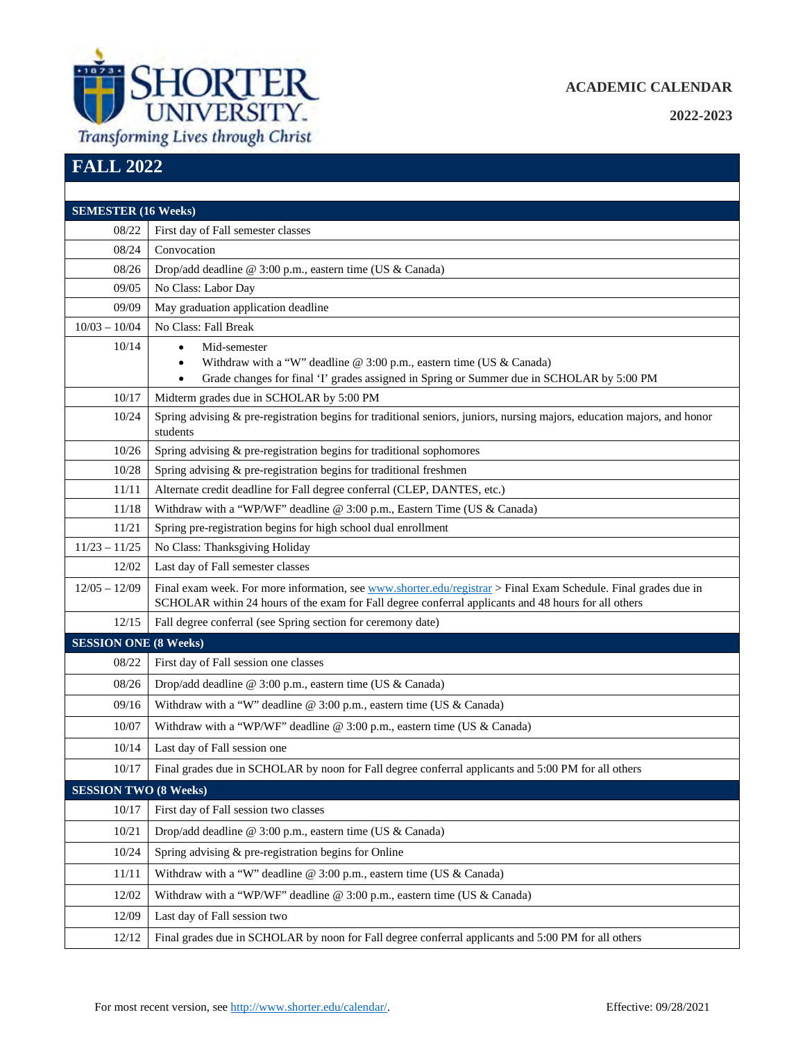**ACADEMIC CALENDAR**

**2022-2023**

# FALL 2022

| | |
|---|---|
| **SEMESTER (16 Weeks)** | |
| 08/22 | First day of Fall semester classes |
| 08/24 | Convocation |
| 08/26 | Drop/add deadline @ 3:00 p.m., eastern time (US & Canada) |
| 09/05 | No Class: Labor Day |
| 09/09 | May graduation application deadline |
| 10/03 – 10/04 | No Class: Fall Break |
| 10/14 | • Mid-semester<br>• Withdraw with a "W" deadline @ 3:00 p.m., eastern time (US & Canada)<br>• Grade changes for final 'I' grades assigned in Spring or Summer due in SCHOLAR by 5:00 PM |
| 10/17 | Midterm grades due in SCHOLAR by 5:00 PM |
| 10/24 | Spring advising & pre-registration begins for traditional seniors, juniors, nursing majors, education majors, and honor students |
| 10/26 | Spring advising & pre-registration begins for traditional sophomores |
| 10/28 | Spring advising & pre-registration begins for traditional freshmen |
| 11/11 | Alternate credit deadline for Fall degree conferral (CLEP, DANTES, etc.) |
| 11/18 | Withdraw with a "WP/WF" deadline @ 3:00 p.m., Eastern Time (US & Canada) |
| 11/21 | Spring pre-registration begins for high school dual enrollment |
| 11/23 – 11/25 | No Class: Thanksgiving Holiday |
| 12/02 | Last day of Fall semester classes |
| 12/05 – 12/09 | Final exam week. For more information, see www.shorter.edu/registrar > Final Exam Schedule. Final grades due in SCHOLAR within 24 hours of the exam for Fall degree conferral applicants and 48 hours for all others |
| 12/15 | Fall degree conferral (see Spring section for ceremony date) |
| **SESSION ONE (8 Weeks)** | |
| 08/22 | First day of Fall session one classes |
| 08/26 | Drop/add deadline @ 3:00 p.m., eastern time (US & Canada) |
| 09/16 | Withdraw with a "W" deadline @ 3:00 p.m., eastern time (US & Canada) |
| 10/07 | Withdraw with a "WP/WF" deadline @ 3:00 p.m., eastern time (US & Canada) |
| 10/14 | Last day of Fall session one |
| 10/17 | Final grades due in SCHOLAR by noon for Fall degree conferral applicants and 5:00 PM for all others |
| **SESSION TWO (8 Weeks)** | |
| 10/17 | First day of Fall session two classes |
| 10/21 | Drop/add deadline @ 3:00 p.m., eastern time (US & Canada) |
| 10/24 | Spring advising & pre-registration begins for Online |
| 11/11 | Withdraw with a "W" deadline @ 3:00 p.m., eastern time (US & Canada) |
| 12/02 | Withdraw with a "WP/WF" deadline @ 3:00 p.m., eastern time (US & Canada) |
| 12/09 | Last day of Fall session two |
| 12/12 | Final grades due in SCHOLAR by noon for Fall degree conferral applicants and 5:00 PM for all others |

For most recent version, see http://www.shorter.edu/calendar/. Effective: 09/28/2021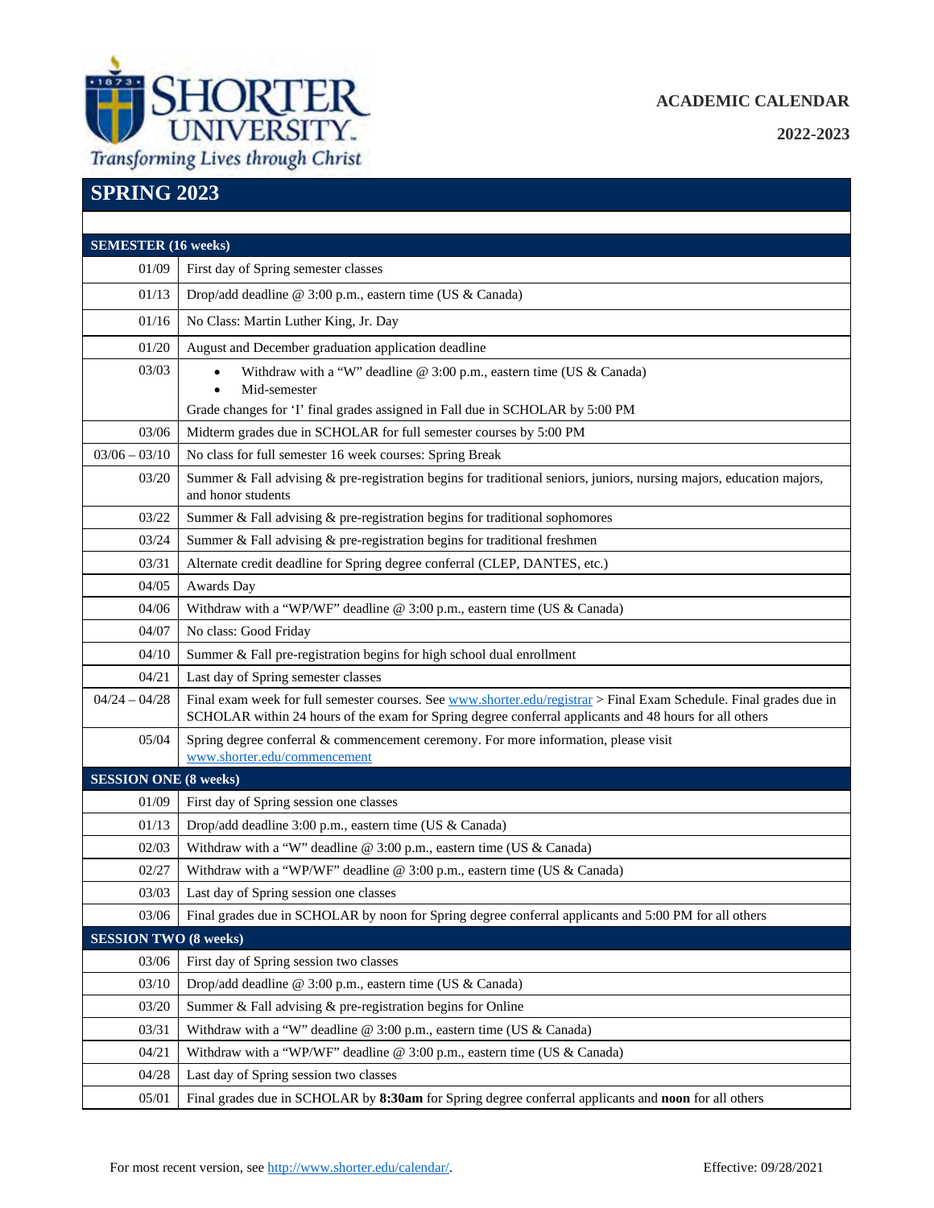ACADEMIC CALENDAR

2022-2023

Transforming Lives through Christ

## SPRING 2023

| | |
|---|---|
| **SEMESTER (16 weeks)** | |
| 01/09 | First day of Spring semester classes |
| 01/13 | Drop/add deadline @ 3:00 p.m., eastern time (US & Canada) |
| 01/16 | No Class: Martin Luther King, Jr. Day |
| 01/20 | August and December graduation application deadline |
| 03/03 | • Withdraw with a "W" deadline @ 3:00 p.m., eastern time (US & Canada)<br>• Mid-semester<br>Grade changes for 'I' final grades assigned in Fall due in SCHOLAR by 5:00 PM |
| 03/06 | Midterm grades due in SCHOLAR for full semester courses by 5:00 PM |
| 03/06 – 03/10 | No class for full semester 16 week courses: Spring Break |
| 03/20 | Summer & Fall advising & pre-registration begins for traditional seniors, juniors, nursing majors, education majors, and honor students |
| 03/22 | Summer & Fall advising & pre-registration begins for traditional sophomores |
| 03/24 | Summer & Fall advising & pre-registration begins for traditional freshmen |
| 03/31 | Alternate credit deadline for Spring degree conferral (CLEP, DANTES, etc.) |
| 04/05 | Awards Day |
| 04/06 | Withdraw with a "WP/WF" deadline @ 3:00 p.m., eastern time (US & Canada) |
| 04/07 | No class: Good Friday |
| 04/10 | Summer & Fall pre-registration begins for high school dual enrollment |
| 04/21 | Last day of Spring semester classes |
| 04/24 – 04/28 | Final exam week for full semester courses. See www.shorter.edu/registrar > Final Exam Schedule. Final grades due in SCHOLAR within 24 hours of the exam for Spring degree conferral applicants and 48 hours for all others |
| 05/04 | Spring degree conferral & commencement ceremony. For more information, please visit www.shorter.edu/commencement |
| **SESSION ONE (8 weeks)** | |
| 01/09 | First day of Spring session one classes |
| 01/13 | Drop/add deadline 3:00 p.m., eastern time (US & Canada) |
| 02/03 | Withdraw with a "W" deadline @ 3:00 p.m., eastern time (US & Canada) |
| 02/27 | Withdraw with a "WP/WF" deadline @ 3:00 p.m., eastern time (US & Canada) |
| 03/03 | Last day of Spring session one classes |
| 03/06 | Final grades due in SCHOLAR by noon for Spring degree conferral applicants and 5:00 PM for all others |
| **SESSION TWO (8 weeks)** | |
| 03/06 | First day of Spring session two classes |
| 03/10 | Drop/add deadline @ 3:00 p.m., eastern time (US & Canada) |
| 03/20 | Summer & Fall advising & pre-registration begins for Online |
| 03/31 | Withdraw with a "W" deadline @ 3:00 p.m., eastern time (US & Canada) |
| 04/21 | Withdraw with a "WP/WF" deadline @ 3:00 p.m., eastern time (US & Canada) |
| 04/28 | Last day of Spring session two classes |
| 05/01 | Final grades due in SCHOLAR by **8:30am** for Spring degree conferral applicants and **noon** for all others |

For most recent version, see http://www.shorter.edu/calendar/. Effective: 09/28/2021